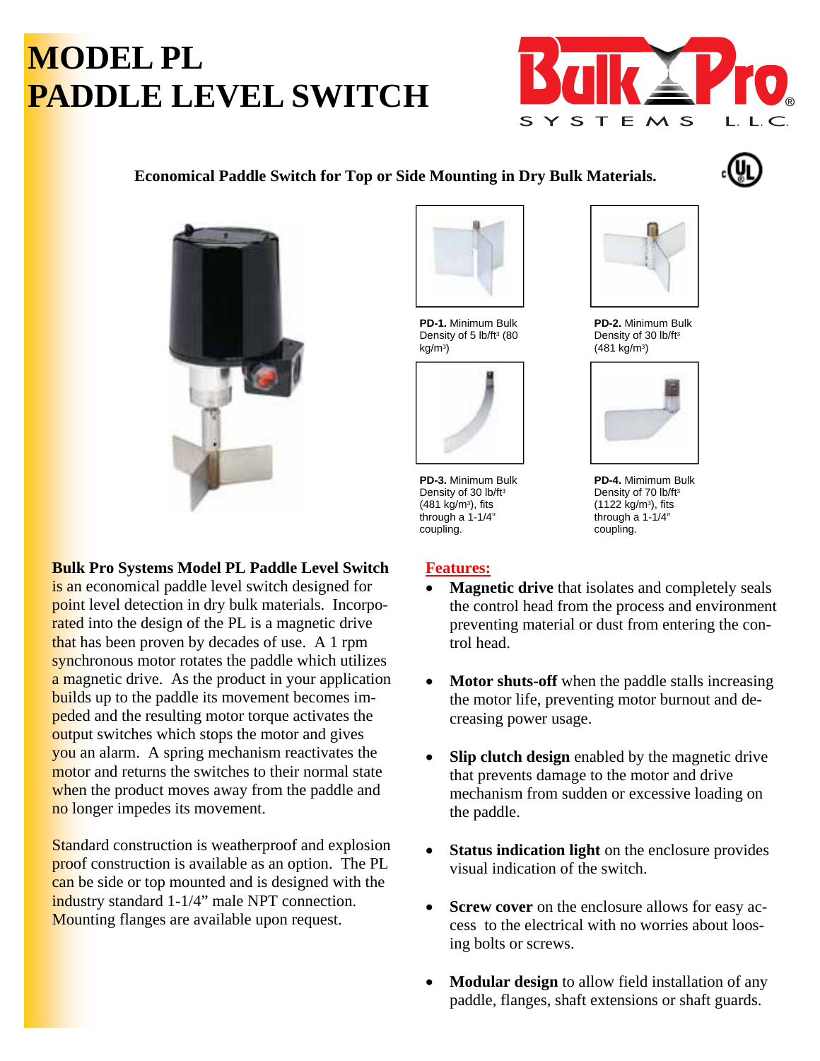# MODEL PL
# PADDLE LEVEL SWITCH

**Economical Paddle Switch for Top or Side Mounting in Dry Bulk Materials.**

**PD-1.** Minimum Bulk Density of 5 lb/ft³ (80 kg/m³)

**PD-2.** Minimum Bulk Density of 30 lb/ft³ (481 kg/m³)

**PD-3.** Minimum Bulk Density of 30 lb/ft³ (481 kg/m³), fits through a 1-1/4" coupling.

**PD-4.** Mimimum Bulk Density of 70 lb/ft³ (1122 kg/m³), fits through a 1-1/4" coupling.

**Bulk Pro Systems Model PL Paddle Level Switch** is an economical paddle level switch designed for point level detection in dry bulk materials. Incorporated into the design of the PL is a magnetic drive that has been proven by decades of use. A 1 rpm synchronous motor rotates the paddle which utilizes a magnetic drive. As the product in your application builds up to the paddle its movement becomes impeded and the resulting motor torque activates the output switches which stops the motor and gives you an alarm. A spring mechanism reactivates the motor and returns the switches to their normal state when the product moves away from the paddle and no longer impedes its movement.

Standard construction is weatherproof and explosion proof construction is available as an option. The PL can be side or top mounted and is designed with the industry standard 1-1/4" male NPT connection. Mounting flanges are available upon request.

## Features:

- **Magnetic drive** that isolates and completely seals the control head from the process and environment preventing material or dust from entering the control head.
- **Motor shuts-off** when the paddle stalls increasing the motor life, preventing motor burnout and decreasing power usage.
- **Slip clutch design** enabled by the magnetic drive that prevents damage to the motor and drive mechanism from sudden or excessive loading on the paddle.
- **Status indication light** on the enclosure provides visual indication of the switch.
- **Screw cover** on the enclosure allows for easy access to the electrical with no worries about loosing bolts or screws.
- **Modular design** to allow field installation of any paddle, flanges, shaft extensions or shaft guards.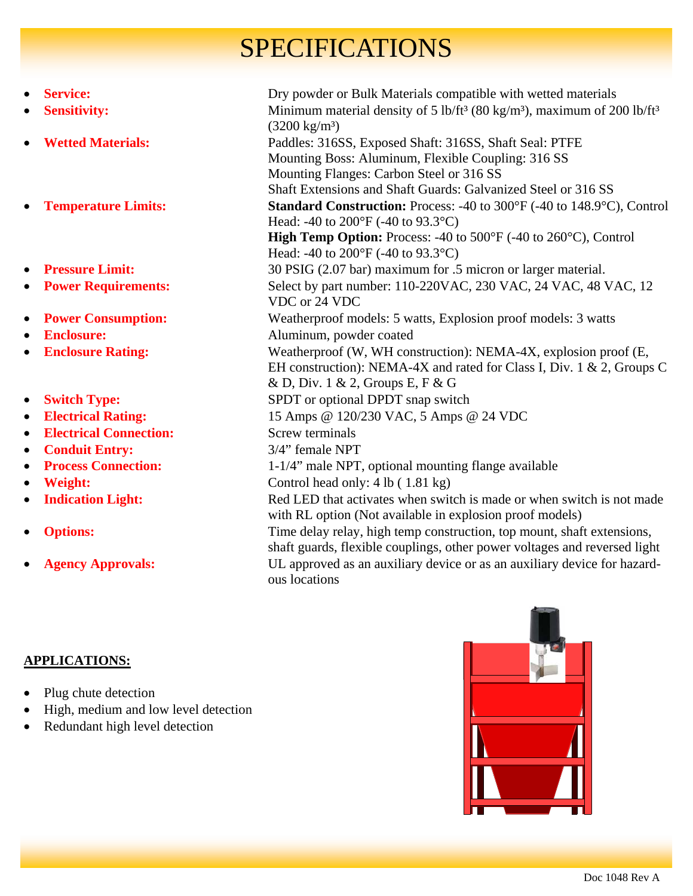# SPECIFICATIONS

- **Service:** Dry powder or Bulk Materials compatible with wetted materials
- **Sensitivity:** Minimum material density of 5 lb/ft³ (80 kg/m³), maximum of 200 lb/ft³ (3200 kg/m³)
- **Wetted Materials:** Paddles: 316SS, Exposed Shaft: 316SS, Shaft Seal: PTFE
  Mounting Boss: Aluminum, Flexible Coupling: 316 SS
  Mounting Flanges: Carbon Steel or 316 SS
  Shaft Extensions and Shaft Guards: Galvanized Steel or 316 SS
- **Temperature Limits:** **Standard Construction:** Process: -40 to 300°F (-40 to 148.9°C), Control Head: -40 to 200°F (-40 to 93.3°C)
  **High Temp Option:** Process: -40 to 500°F (-40 to 260°C), Control Head: -40 to 200°F (-40 to 93.3°C)
- **Pressure Limit:** 30 PSIG (2.07 bar) maximum for .5 micron or larger material.
- **Power Requirements:** Select by part number: 110-220VAC, 230 VAC, 24 VAC, 48 VAC, 12 VDC or 24 VDC
- **Power Consumption:** Weatherproof models: 5 watts, Explosion proof models: 3 watts
- **Enclosure:** Aluminum, powder coated
- **Enclosure Rating:** Weatherproof (W, WH construction): NEMA-4X, explosion proof (E, EH construction): NEMA-4X and rated for Class I, Div. 1 & 2, Groups C & D, Div. 1 & 2, Groups E, F & G
- **Switch Type:** SPDT or optional DPDT snap switch
- **Electrical Rating:** 15 Amps @ 120/230 VAC, 5 Amps @ 24 VDC
- **Electrical Connection:** Screw terminals
- **Conduit Entry:** 3/4" female NPT
- **Process Connection:** 1-1/4" male NPT, optional mounting flange available
- **Weight:** Control head only: 4 lb ( 1.81 kg)
- **Indication Light:** Red LED that activates when switch is made or when switch is not made with RL option (Not available in explosion proof models)
- **Options:** Time delay relay, high temp construction, top mount, shaft extensions, shaft guards, flexible couplings, other power voltages and reversed light
- **Agency Approvals:** UL approved as an auxiliary device or as an auxiliary device for hazardous locations

**APPLICATIONS:**

- Plug chute detection
- High, medium and low level detection
- Redundant high level detection

Doc 1048 Rev A